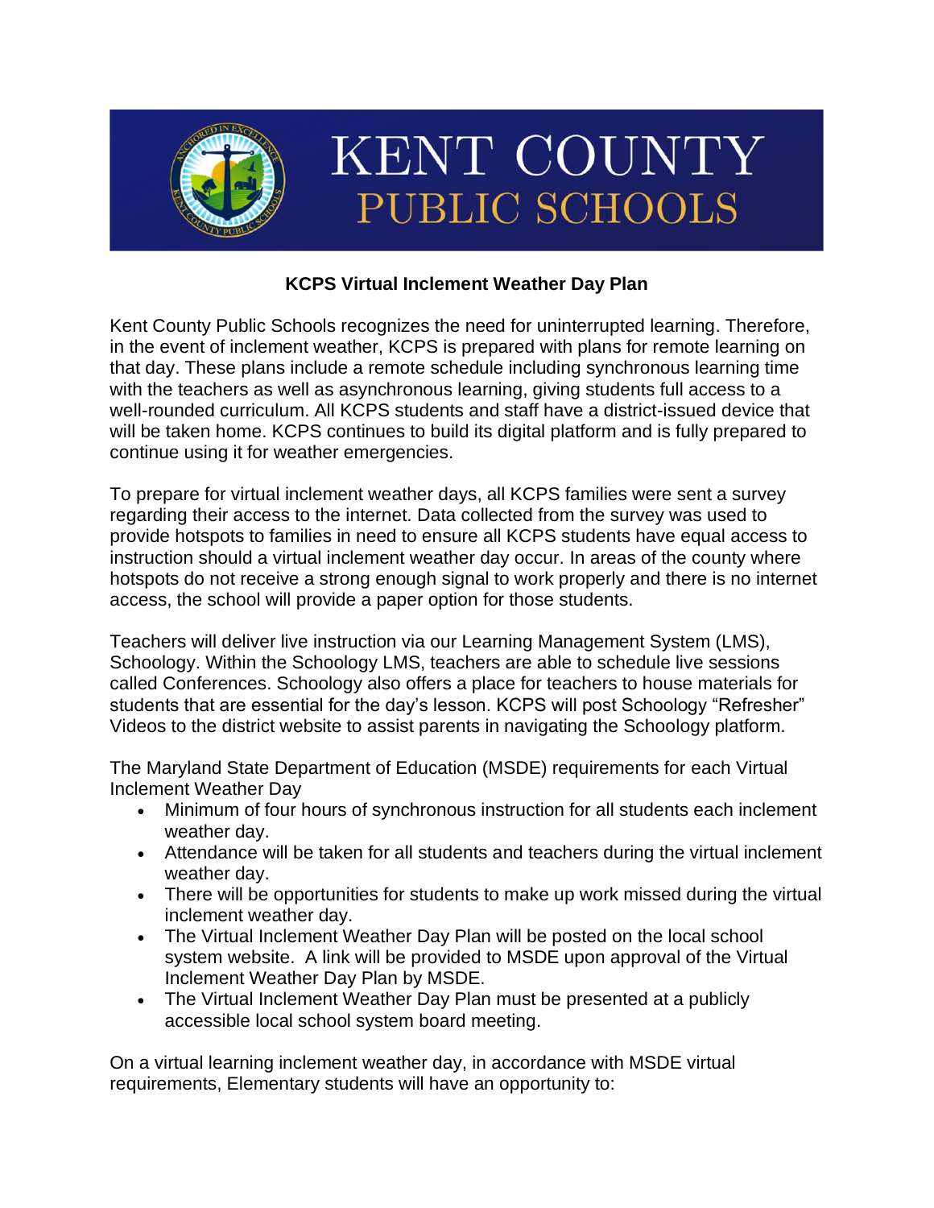# KENT COUNTY PUBLIC SCHOOLS

## KCPS Virtual Inclement Weather Day Plan

Kent County Public Schools recognizes the need for uninterrupted learning. Therefore, in the event of inclement weather, KCPS is prepared with plans for remote learning on that day. These plans include a remote schedule including synchronous learning time with the teachers as well as asynchronous learning, giving students full access to a well-rounded curriculum. All KCPS students and staff have a district-issued device that will be taken home. KCPS continues to build its digital platform and is fully prepared to continue using it for weather emergencies.

To prepare for virtual inclement weather days, all KCPS families were sent a survey regarding their access to the internet. Data collected from the survey was used to provide hotspots to families in need to ensure all KCPS students have equal access to instruction should a virtual inclement weather day occur. In areas of the county where hotspots do not receive a strong enough signal to work properly and there is no internet access, the school will provide a paper option for those students.

Teachers will deliver live instruction via our Learning Management System (LMS), Schoology. Within the Schoology LMS, teachers are able to schedule live sessions called Conferences. Schoology also offers a place for teachers to house materials for students that are essential for the day's lesson. KCPS will post Schoology "Refresher" Videos to the district website to assist parents in navigating the Schoology platform.

The Maryland State Department of Education (MSDE) requirements for each Virtual Inclement Weather Day

- Minimum of four hours of synchronous instruction for all students each inclement weather day.
- Attendance will be taken for all students and teachers during the virtual inclement weather day.
- There will be opportunities for students to make up work missed during the virtual inclement weather day.
- The Virtual Inclement Weather Day Plan will be posted on the local school system website. A link will be provided to MSDE upon approval of the Virtual Inclement Weather Day Plan by MSDE.
- The Virtual Inclement Weather Day Plan must be presented at a publicly accessible local school system board meeting.

On a virtual learning inclement weather day, in accordance with MSDE virtual requirements, Elementary students will have an opportunity to: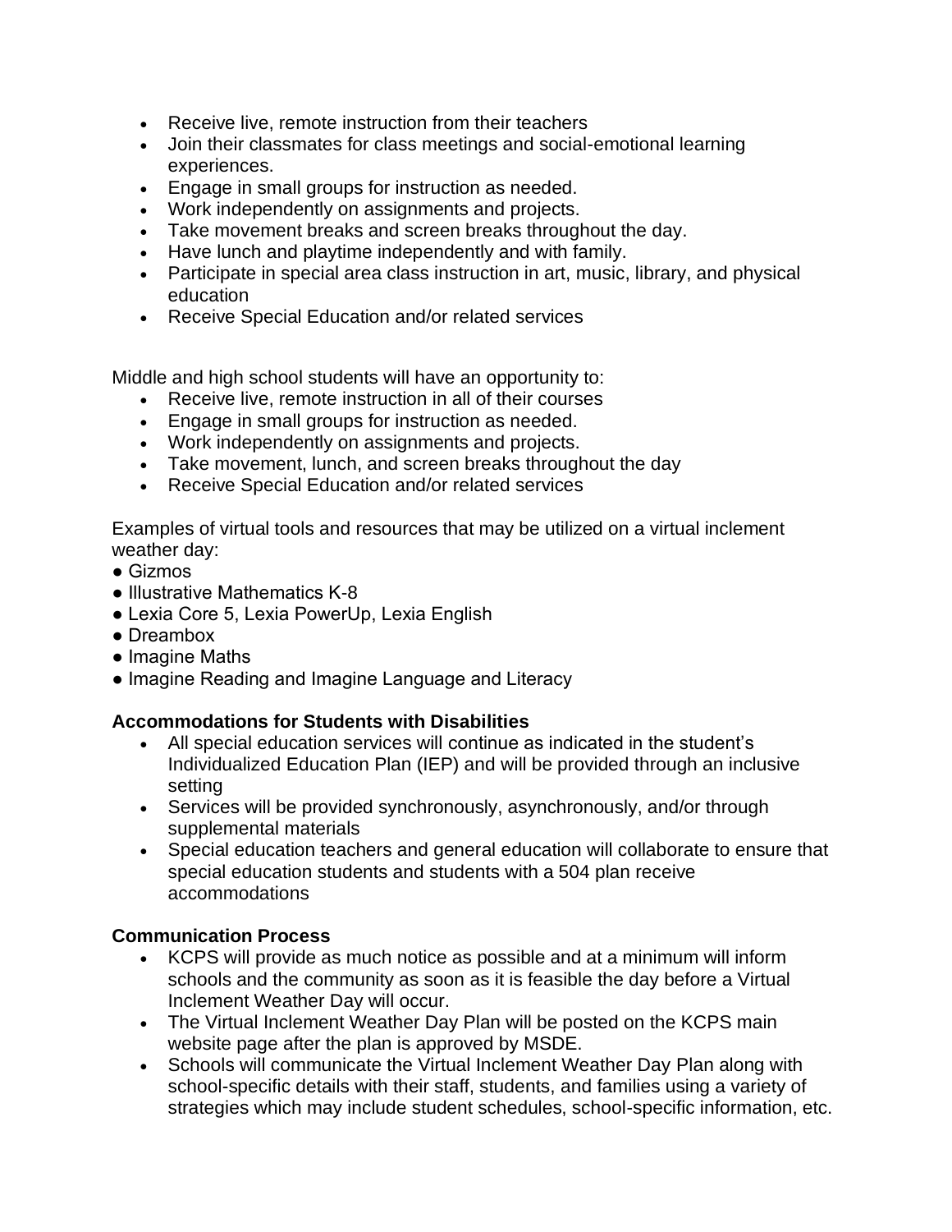- Receive live, remote instruction from their teachers
- Join their classmates for class meetings and social-emotional learning experiences.
- Engage in small groups for instruction as needed.
- Work independently on assignments and projects.
- Take movement breaks and screen breaks throughout the day.
- Have lunch and playtime independently and with family.
- Participate in special area class instruction in art, music, library, and physical education
- Receive Special Education and/or related services

Middle and high school students will have an opportunity to:

- Receive live, remote instruction in all of their courses
- Engage in small groups for instruction as needed.
- Work independently on assignments and projects.
- Take movement, lunch, and screen breaks throughout the day
- Receive Special Education and/or related services

Examples of virtual tools and resources that may be utilized on a virtual inclement weather day:

- Gizmos
- Illustrative Mathematics K-8
- Lexia Core 5, Lexia PowerUp, Lexia English
- Dreambox
- Imagine Maths
- Imagine Reading and Imagine Language and Literacy

**Accommodations for Students with Disabilities**

- All special education services will continue as indicated in the student's Individualized Education Plan (IEP) and will be provided through an inclusive setting
- Services will be provided synchronously, asynchronously, and/or through supplemental materials
- Special education teachers and general education will collaborate to ensure that special education students and students with a 504 plan receive accommodations

**Communication Process**

- KCPS will provide as much notice as possible and at a minimum will inform schools and the community as soon as it is feasible the day before a Virtual Inclement Weather Day will occur.
- The Virtual Inclement Weather Day Plan will be posted on the KCPS main website page after the plan is approved by MSDE.
- Schools will communicate the Virtual Inclement Weather Day Plan along with school-specific details with their staff, students, and families using a variety of strategies which may include student schedules, school-specific information, etc.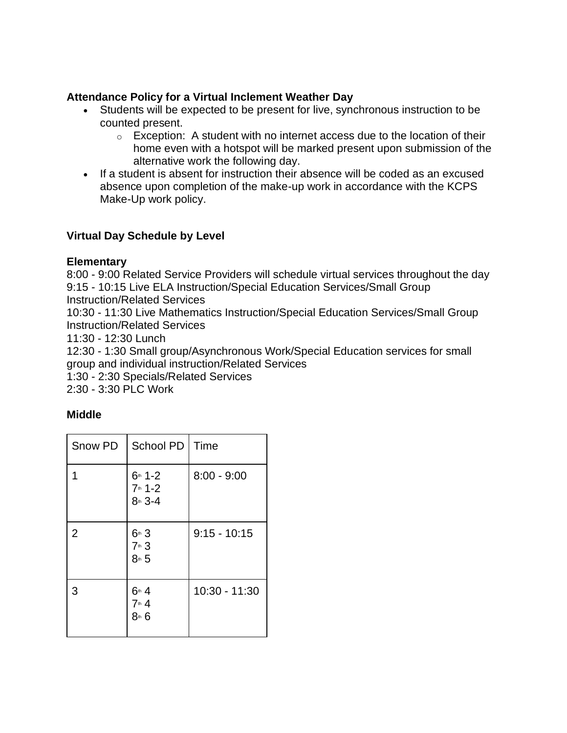**Attendance Policy for a Virtual Inclement Weather Day**

- Students will be expected to be present for live, synchronous instruction to be counted present.
    - Exception: A student with no internet access due to the location of their home even with a hotspot will be marked present upon submission of the alternative work the following day.
- If a student is absent for instruction their absence will be coded as an excused absence upon completion of the make-up work in accordance with the KCPS Make-Up work policy.

**Virtual Day Schedule by Level**

**Elementary**

8:00 - 9:00 Related Service Providers will schedule virtual services throughout the day
9:15 - 10:15 Live ELA Instruction/Special Education Services/Small Group Instruction/Related Services
10:30 - 11:30 Live Mathematics Instruction/Special Education Services/Small Group Instruction/Related Services
11:30 - 12:30 Lunch
12:30 - 1:30 Small group/Asynchronous Work/Special Education services for small group and individual instruction/Related Services
1:30 - 2:30 Specials/Related Services
2:30 - 3:30 PLC Work

**Middle**

| Snow PD | School PD | Time |
|---|---|---|
| 1 | 6th 1-2<br>7th 1-2<br>8th 3-4 | 8:00 - 9:00 |
| 2 | 6th 3<br>7th 3<br>8th 5 | 9:15 - 10:15 |
| 3 | 6th 4<br>7th 4<br>8th 6 | 10:30 - 11:30 |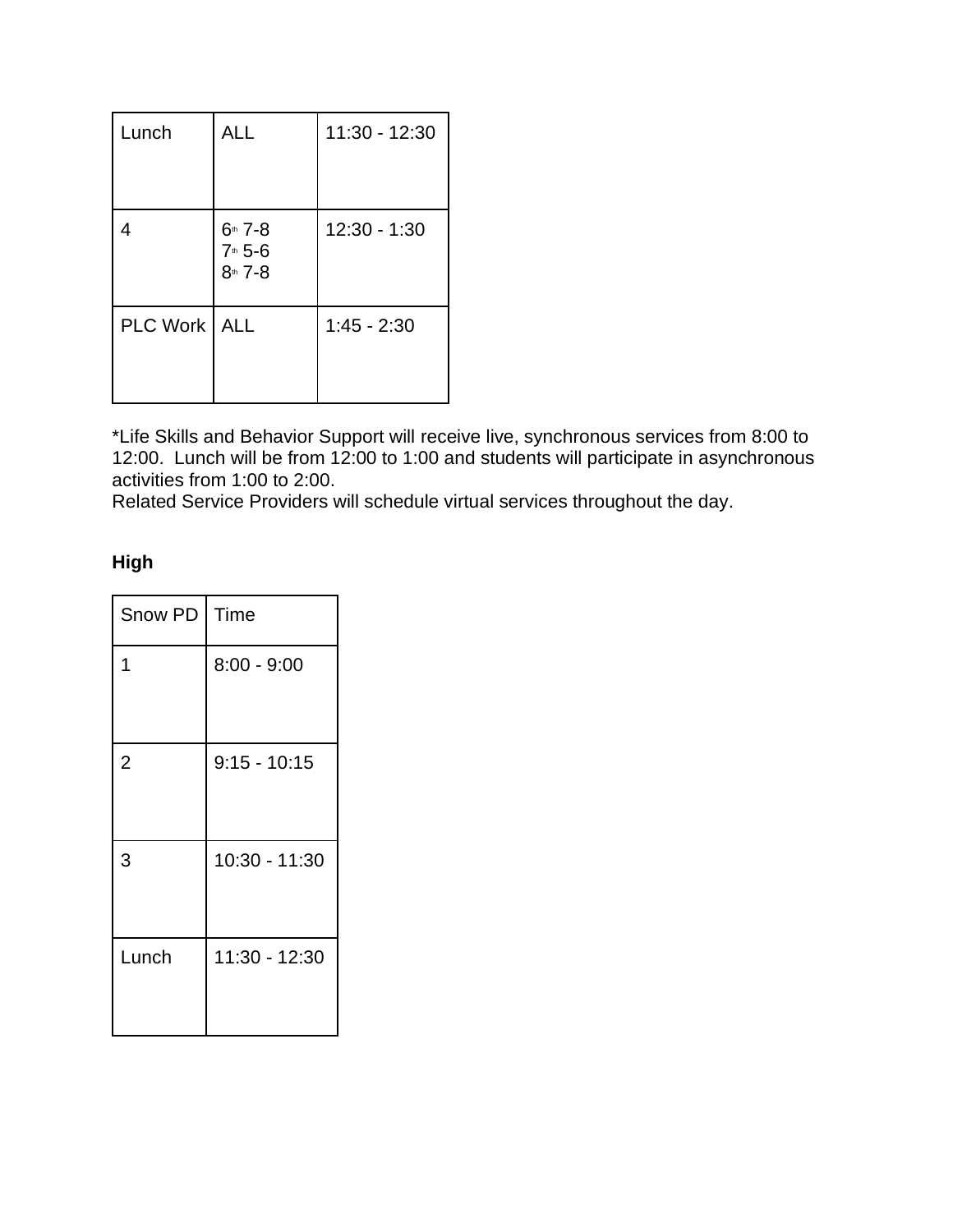| Lunch | ALL | 11:30 - 12:30 |
|---|---|---|
| 4 | 6th 7-8<br>7th 5-6<br>8th 7-8 | 12:30 - 1:30 |
| PLC Work | ALL | 1:45 - 2:30 |

*Life Skills and Behavior Support will receive live, synchronous services from 8:00 to 12:00. Lunch will be from 12:00 to 1:00 and students will participate in asynchronous activities from 1:00 to 2:00.
Related Service Providers will schedule virtual services throughout the day.

**High**

| Snow PD | Time |
|---|---|
| 1 | 8:00 - 9:00 |
| 2 | 9:15 - 10:15 |
| 3 | 10:30 - 11:30 |
| Lunch | 11:30 - 12:30 |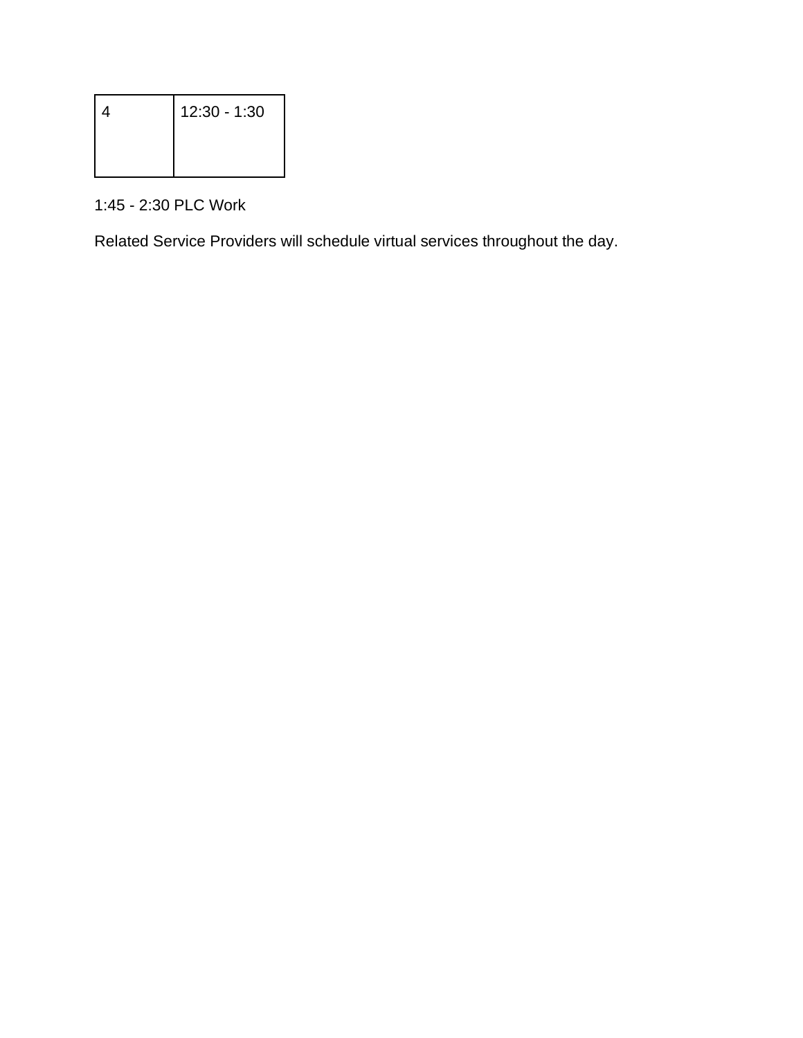| | |
|---|---|
| 4 | 12:30 - 1:30 |

1:45 - 2:30 PLC Work

Related Service Providers will schedule virtual services throughout the day.